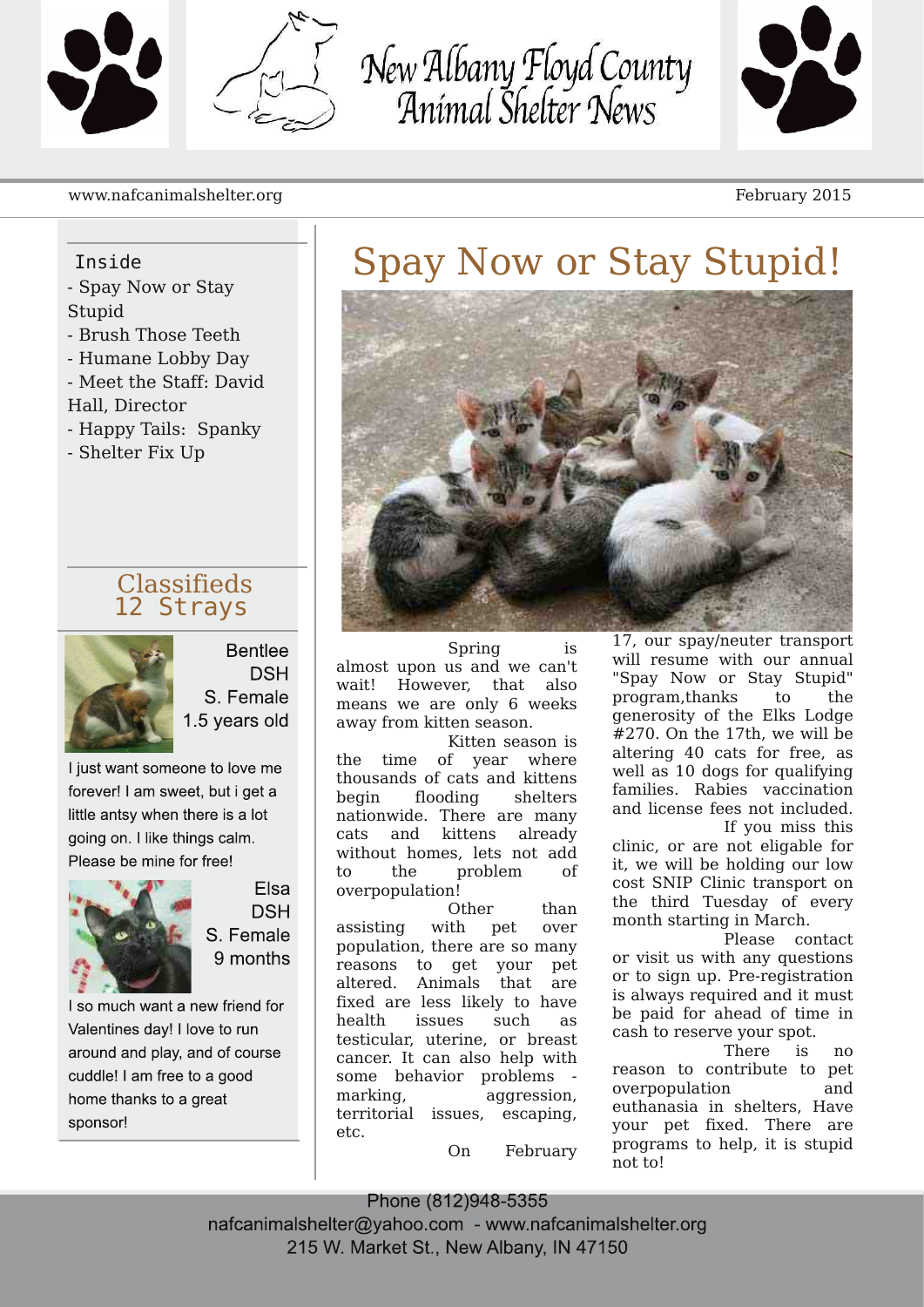# New Albany Floyd County Animal Shelter News

www.nafcanimalshelter.org

February 2015

**Inside**

- Spay Now or Stay Stupid
- Brush Those Teeth
- Humane Lobby Day
- Meet the Staff: David Hall, Director
- Happy Tails: Spanky
- Shelter Fix Up

## Classifieds 12 Strays

**Bentlee**
DSH
S. Female
1.5 years old

I just want someone to love me forever! I am sweet, but i get a little antsy when there is a lot going on. I like things calm. Please be mine for free!

**Elsa**
DSH
S. Female
9 months

I so much want a new friend for Valentines day! I love to run around and play, and of course cuddle! I am free to a good home thanks to a great sponsor!

# Spay Now or Stay Stupid!

Spring is almost upon us and we can't wait! However, that also means we are only 6 weeks away from kitten season.

Kitten season is the time of year where thousands of cats and kittens begin flooding shelters nationwide. There are many cats and kittens already without homes, lets not add to the problem of overpopulation!

Other than assisting with pet over population, there are so many reasons to get your pet altered. Animals that are fixed are less likely to have health issues such as testicular, uterine, or breast cancer. It can also help with some behavior problems - marking, aggression, territorial issues, escaping, etc.

On February 17, our spay/neuter transport will resume with our annual "Spay Now or Stay Stupid" program,thanks to the generosity of the Elks Lodge #270. On the 17th, we will be altering 40 cats for free, as well as 10 dogs for qualifying families. Rabies vaccination and license fees not included.

If you miss this clinic, or are not eligable for it, we will be holding our low cost SNIP Clinic transport on the third Tuesday of every month starting in March.

Please contact or visit us with any questions or to sign up. Pre-registration is always required and it must be paid for ahead of time in cash to reserve your spot.

There is no reason to contribute to pet overpopulation and euthanasia in shelters, Have your pet fixed. There are programs to help, it is stupid not to!

Phone (812)948-5355
nafcanimalshelter@yahoo.com - www.nafcanimalshelter.org
215 W. Market St., New Albany, IN 47150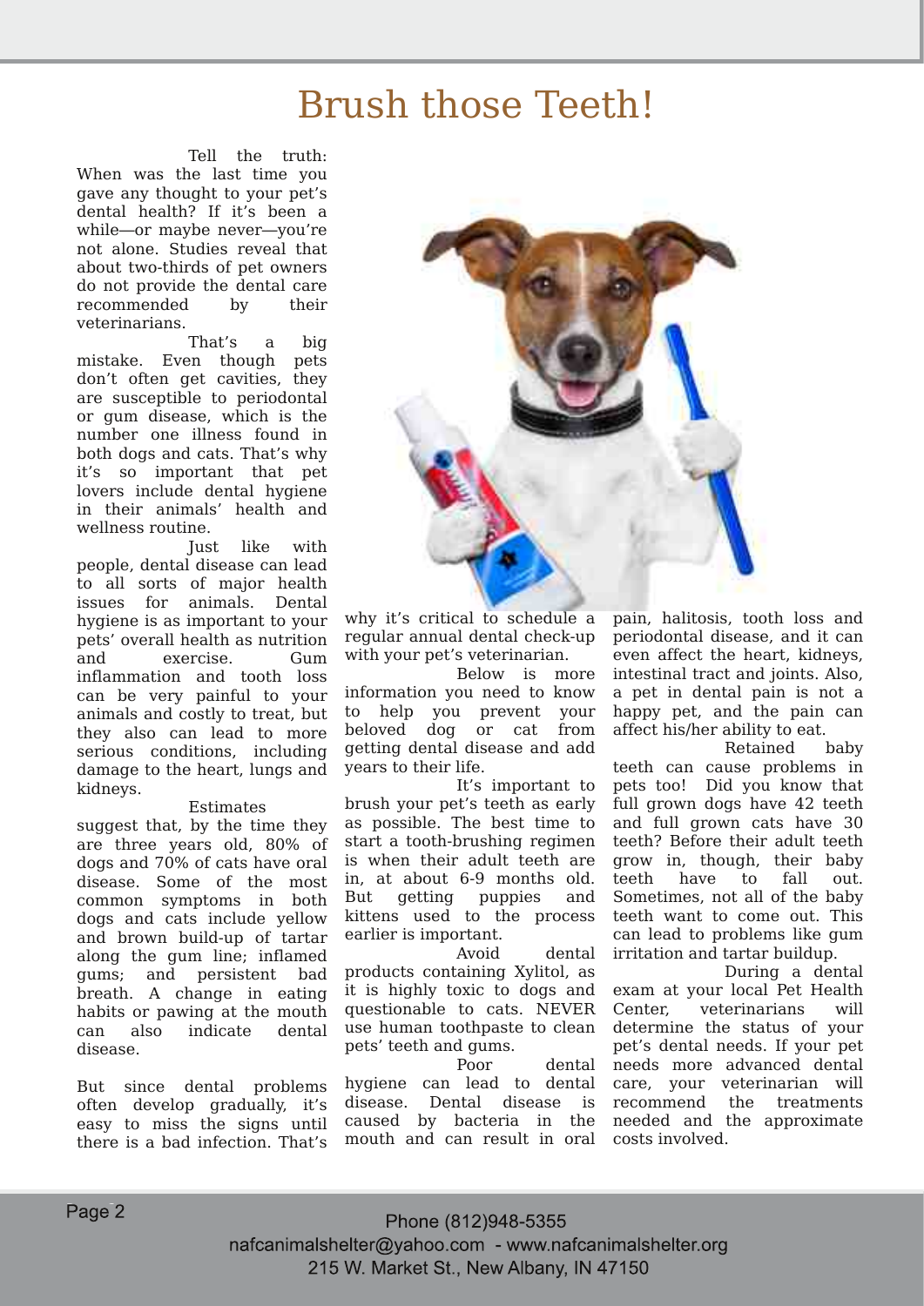# Brush those Teeth!

Tell the truth: When was the last time you gave any thought to your pet's dental health? If it's been a while—or maybe never—you're not alone. Studies reveal that about two-thirds of pet owners do not provide the dental care recommended by their veterinarians.

That's a big mistake. Even though pets don't often get cavities, they are susceptible to periodontal or gum disease, which is the number one illness found in both dogs and cats. That's why it's so important that pet lovers include dental hygiene in their animals' health and wellness routine.

Just like with people, dental disease can lead to all sorts of major health issues for animals. Dental hygiene is as important to your pets' overall health as nutrition and exercise. Gum inflammation and tooth loss can be very painful to your animals and costly to treat, but they also can lead to more serious conditions, including damage to the heart, lungs and kidneys.

Estimates suggest that, by the time they are three years old, 80% of dogs and 70% of cats have oral disease. Some of the most common symptoms in both dogs and cats include yellow and brown build-up of tartar along the gum line; inflamed gums; and persistent bad breath. A change in eating habits or pawing at the mouth can also indicate dental disease.

But since dental problems often develop gradually, it's easy to miss the signs until there is a bad infection. That's why it's critical to schedule a regular annual dental check-up with your pet's veterinarian.

Below is more information you need to know to help you prevent your beloved dog or cat from getting dental disease and add years to their life.

It's important to brush your pet's teeth as early as possible. The best time to start a tooth-brushing regimen is when their adult teeth are in, at about 6-9 months old. But getting puppies and kittens used to the process earlier is important.

Avoid dental products containing Xylitol, as it is highly toxic to dogs and questionable to cats. NEVER use human toothpaste to clean pets' teeth and gums.

Poor dental hygiene can lead to dental disease. Dental disease is caused by bacteria in the mouth and can result in oral pain, halitosis, tooth loss and periodontal disease, and it can even affect the heart, kidneys, intestinal tract and joints. Also, a pet in dental pain is not a happy pet, and the pain can affect his/her ability to eat.

Retained baby teeth can cause problems in pets too! Did you know that full grown dogs have 42 teeth and full grown cats have 30 teeth? Before their adult teeth grow in, though, their baby teeth have to fall out. Sometimes, not all of the baby teeth want to come out. This can lead to problems like gum irritation and tartar buildup.

During a dental exam at your local Pet Health Center, veterinarians will determine the status of your pet's dental needs. If your pet needs more advanced dental care, your veterinarian will recommend the treatments needed and the approximate costs involved.

Phone (812)948-5355
nafcanimalshelter@yahoo.com - www.nafcanimalshelter.org
215 W. Market St., New Albany, IN 47150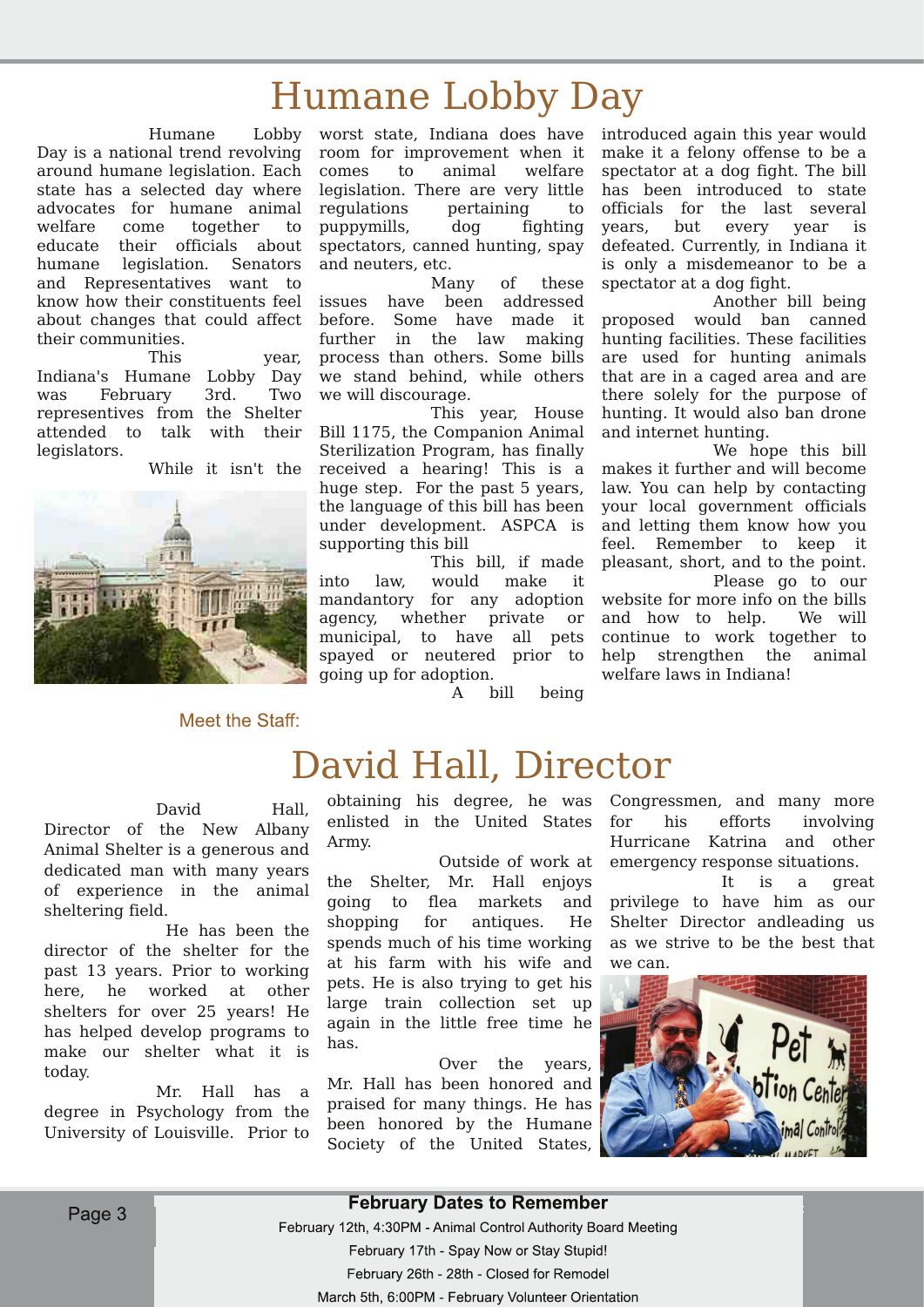# Humane Lobby Day

Humane Lobby Day is a national trend revolving around humane legislation. Each state has a selected day where advocates for humane animal welfare come together to educate their officials about humane legislation. Senators and Representatives want to know how their constituents feel about changes that could affect their communities.

This year, Indiana's Humane Lobby Day was February 3rd. Two representatives from the Shelter attended to talk with their legislators.

While it isn't the worst state, Indiana does have room for improvement when it comes to animal welfare legislation. There are very little regulations pertaining to puppymills, dog fighting spectators, canned hunting, spay and neuters, etc.

Many of these issues have been addressed before. Some have made it further in the law making process than others. Some bills we stand behind, while others we will discourage.

This year, House Bill 1175, the Companion Animal Sterilization Program, has finally received a hearing! This is a huge step. For the past 5 years, the language of this bill has been under development. ASPCA is supporting this bill

This bill, if made into law, would make it mandantory for any adoption agency, whether private or municipal, to have all pets spayed or neutered prior to going up for adoption.

A bill being introduced again this year would make it a felony offense to be a spectator at a dog fight. The bill has been introduced to state officials for the last several years, but every year is defeated. Currently, in Indiana it is only a misdemeanor to be a spectator at a dog fight.

Another bill being proposed would ban canned hunting facilities. These facilities are used for hunting animals that are in a caged area and are there solely for the purpose of hunting. It would also ban drone and internet hunting.

We hope this bill makes it further and will become law. You can help by contacting your local government officials and letting them know how you feel. Remember to keep it pleasant, short, and to the point.

Please go to our website for more info on the bills and how to help. We will continue to work together to help strengthen the animal welfare laws in Indiana!

Meet the Staff:

# David Hall, Director

David Hall, Director of the New Albany Animal Shelter is a generous and dedicated man with many years of experience in the animal sheltering field.

He has been the director of the shelter for the past 13 years. Prior to working here, he worked at other shelters for over 25 years! He has helped develop programs to make our shelter what it is today.

Mr. Hall has a degree in Psychology from the University of Louisville. Prior to obtaining his degree, he was enlisted in the United States Army.

Outside of work at the Shelter, Mr. Hall enjoys going to flea markets and shopping for antiques. He spends much of his time working at his farm with his wife and pets. He is also trying to get his large train collection set up again in the little free time he has.

Over the years, Mr. Hall has been honored and praised for many things. He has been honored by the Humane Society of the United States, Congressmen, and many more for his efforts involving Hurricane Katrina and other emergency response situations.

It is a great privilege to have him as our Shelter Director andleading us as we strive to be the best that we can.

**February Dates to Remember**

February 12th, 4:30PM - Animal Control Authority Board Meeting

February 17th - Spay Now or Stay Stupid!

February 26th - 28th - Closed for Remodel

March 5th, 6:00PM - February Volunteer Orientation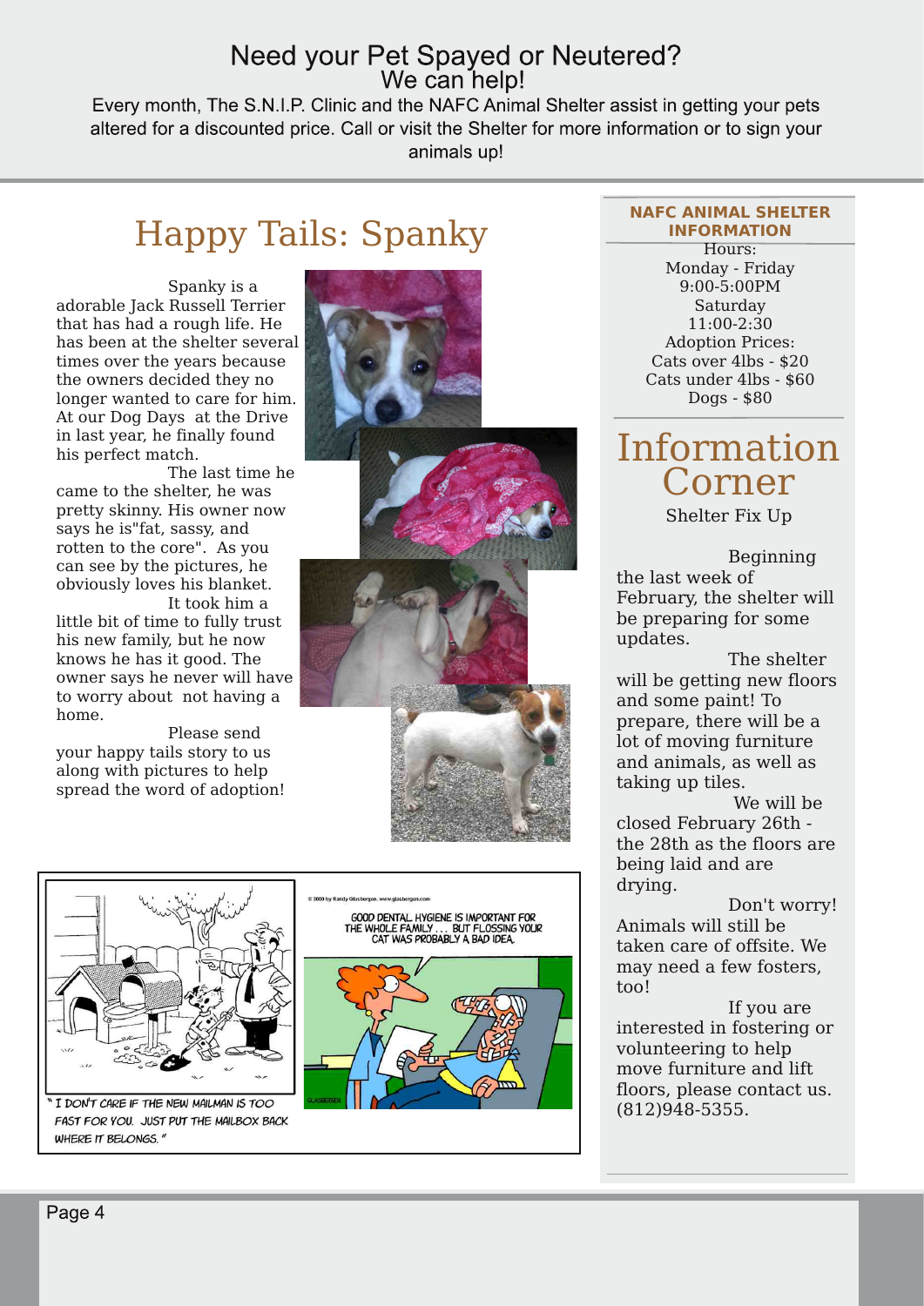## Need your Pet Spayed or Neutered?

We can help!

Every month, The S.N.I.P. Clinic and the NAFC Animal Shelter assist in getting your pets altered for a discounted price. Call or visit the Shelter for more information or to sign your animals up!

# Happy Tails: Spanky

Spanky is a adorable Jack Russell Terrier that has had a rough life. He has been at the shelter several times over the years because the owners decided they no longer wanted to care for him. At our Dog Days at the Drive in last year, he finally found his perfect match.

The last time he came to the shelter, he was pretty skinny. His owner now says he is"fat, sassy, and rotten to the core". As you can see by the pictures, he obviously loves his blanket.

It took him a little bit of time to fully trust his new family, but he now knows he has it good. The owner says he never will have to worry about not having a home.

Please send your happy tails story to us along with pictures to help spread the word of adoption!

"I DON'T CARE IF THE NEW MAILMAN IS TOO FAST FOR YOU. JUST PUT THE MAILBOX BACK WHERE IT BELONGS."

© 2009 by Randy Glasbergen. www.glasbergen.com

GOOD DENTAL HYGIENE IS IMPORTANT FOR THE WHOLE FAMILY . . . BUT FLOSSING YOUR CAT WAS PROBABLY A BAD IDEA.

### NAFC ANIMAL SHELTER INFORMATION

Hours:
Monday - Friday
9:00-5:00PM
Saturday
11:00-2:30
Adoption Prices:
Cats over 4lbs - $20
Cats under 4lbs - $60
Dogs - $80

# Information Corner

Shelter Fix Up

Beginning the last week of February, the shelter will be preparing for some updates.

The shelter will be getting new floors and some paint! To prepare, there will be a lot of moving furniture and animals, as well as taking up tiles.

We will be closed February 26th - the 28th as the floors are being laid and are drying.

Don't worry! Animals will still be taken care of offsite. We may need a few fosters, too!

If you are interested in fostering or volunteering to help move furniture and lift floors, please contact us. (812)948-5355.